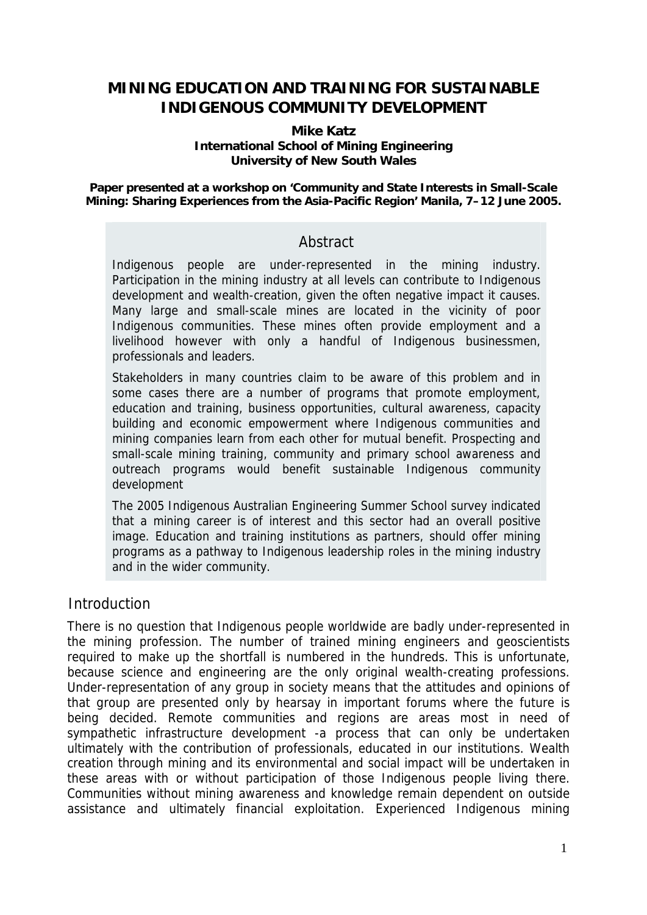# MINING EDUCATION AND TRAINING FOR SUSTAINABLE INDIGENOUS COMMUNITY DEVELOPMENT

**Mike Katz**
**International School of Mining Engineering**
**University of New South Wales**

**Paper presented at a workshop on 'Community and State Interests in Small-Scale Mining: Sharing Experiences from the Asia-Pacific Region' Manila, 7–12 June 2005.**

## Abstract

Indigenous people are under-represented in the mining industry. Participation in the mining industry at all levels can contribute to Indigenous development and wealth-creation, given the often negative impact it causes. Many large and small-scale mines are located in the vicinity of poor Indigenous communities. These mines often provide employment and a livelihood however with only a handful of Indigenous businessmen, professionals and leaders.

Stakeholders in many countries claim to be aware of this problem and in some cases there are a number of programs that promote employment, education and training, business opportunities, cultural awareness, capacity building and economic empowerment where Indigenous communities and mining companies learn from each other for mutual benefit. Prospecting and small-scale mining training, community and primary school awareness and outreach programs would benefit sustainable Indigenous community development

The 2005 Indigenous Australian Engineering Summer School survey indicated that a mining career is of interest and this sector had an overall positive image. Education and training institutions as partners, should offer mining programs as a pathway to Indigenous leadership roles in the mining industry and in the wider community.

## Introduction

There is no question that Indigenous people worldwide are badly under-represented in the mining profession. The number of trained mining engineers and geoscientists required to make up the shortfall is numbered in the hundreds. This is unfortunate, because science and engineering are the only original wealth-creating professions. Under-representation of any group in society means that the attitudes and opinions of that group are presented only by hearsay in important forums where the future is being decided. Remote communities and regions are areas most in need of sympathetic infrastructure development -a process that can only be undertaken ultimately with the contribution of professionals, educated in our institutions. Wealth creation through mining and its environmental and social impact will be undertaken in these areas with or without participation of those Indigenous people living there. Communities without mining awareness and knowledge remain dependent on outside assistance and ultimately financial exploitation. Experienced Indigenous mining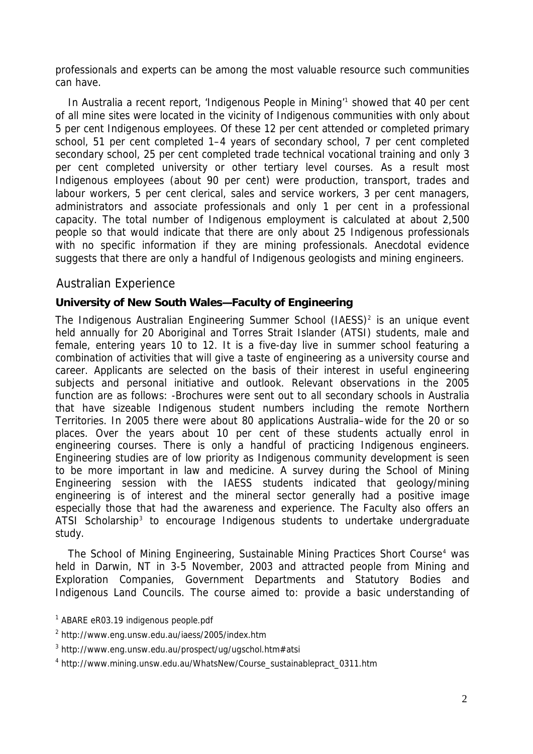professionals and experts can be among the most valuable resource such communities can have.

In Australia a recent report, 'Indigenous People in Mining'[1] showed that 40 per cent of all mine sites were located in the vicinity of Indigenous communities with only about 5 per cent Indigenous employees. Of these 12 per cent attended or completed primary school, 51 per cent completed 1–4 years of secondary school, 7 per cent completed secondary school, 25 per cent completed trade technical vocational training and only 3 per cent completed university or other tertiary level courses. As a result most Indigenous employees (about 90 per cent) were production, transport, trades and labour workers, 5 per cent clerical, sales and service workers, 3 per cent managers, administrators and associate professionals and only 1 per cent in a professional capacity. The total number of Indigenous employment is calculated at about 2,500 people so that would indicate that there are only about 25 Indigenous professionals with no specific information if they are mining professionals. Anecdotal evidence suggests that there are only a handful of Indigenous geologists and mining engineers.

## Australian Experience

### University of New South Wales—Faculty of Engineering

The Indigenous Australian Engineering Summer School (IAESS)[2] is an unique event held annually for 20 Aboriginal and Torres Strait Islander (ATSI) students, male and female, entering years 10 to 12. It is a five-day live in summer school featuring a combination of activities that will give a taste of engineering as a university course and career. Applicants are selected on the basis of their interest in useful engineering subjects and personal initiative and outlook. Relevant observations in the 2005 function are as follows: -Brochures were sent out to all secondary schools in Australia that have sizeable Indigenous student numbers including the remote Northern Territories. In 2005 there were about 80 applications Australia–wide for the 20 or so places. Over the years about 10 per cent of these students actually enrol in engineering courses. There is only a handful of practicing Indigenous engineers. Engineering studies are of low priority as Indigenous community development is seen to be more important in law and medicine. A survey during the School of Mining Engineering session with the IAESS students indicated that geology/mining engineering is of interest and the mineral sector generally had a positive image especially those that had the awareness and experience. The Faculty also offers an ATSI Scholarship[3] to encourage Indigenous students to undertake undergraduate study.

The School of Mining Engineering, Sustainable Mining Practices Short Course[4] was held in Darwin, NT in 3-5 November, 2003 and attracted people from Mining and Exploration Companies, Government Departments and Statutory Bodies and Indigenous Land Councils. The course aimed to: provide a basic understanding of

[1] ABARE eR03.19 indigenous people.pdf

[2] http://www.eng.unsw.edu.au/iaess/2005/index.htm

[3] http://www.eng.unsw.edu.au/prospect/ug/ugschol.htm#atsi

[4] http://www.mining.unsw.edu.au/WhatsNew/Course_sustainablepract_0311.htm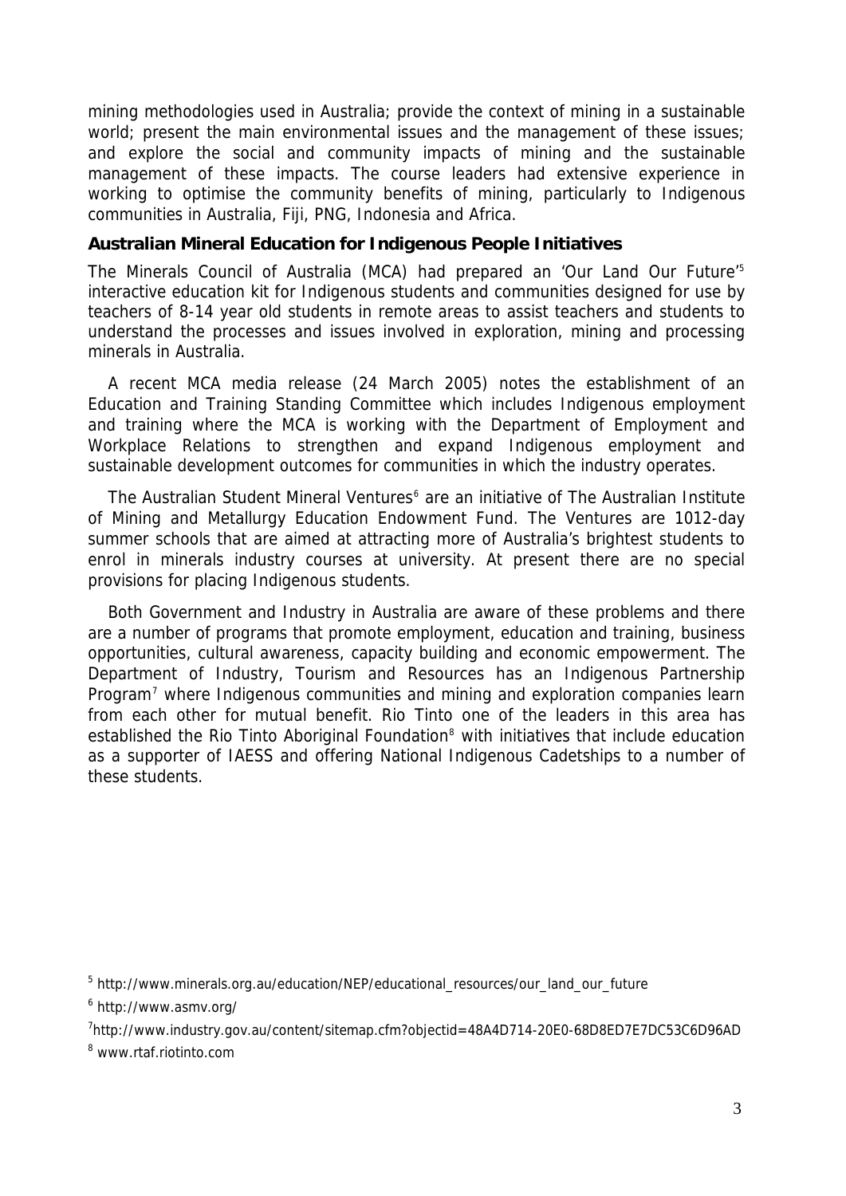mining methodologies used in Australia; provide the context of mining in a sustainable world; present the main environmental issues and the management of these issues; and explore the social and community impacts of mining and the sustainable management of these impacts. The course leaders had extensive experience in working to optimise the community benefits of mining, particularly to Indigenous communities in Australia, Fiji, PNG, Indonesia and Africa.

## Australian Mineral Education for Indigenous People Initiatives

The Minerals Council of Australia (MCA) had prepared an 'Our Land Our Future'[5] interactive education kit for Indigenous students and communities designed for use by teachers of 8-14 year old students in remote areas to assist teachers and students to understand the processes and issues involved in exploration, mining and processing minerals in Australia.

A recent MCA media release (24 March 2005) notes the establishment of an Education and Training Standing Committee which includes Indigenous employment and training where the MCA is working with the Department of Employment and Workplace Relations to strengthen and expand Indigenous employment and sustainable development outcomes for communities in which the industry operates.

The Australian Student Mineral Ventures[6] are an initiative of The Australian Institute of Mining and Metallurgy Education Endowment Fund. The Ventures are 1012-day summer schools that are aimed at attracting more of Australia's brightest students to enrol in minerals industry courses at university. At present there are no special provisions for placing Indigenous students.

Both Government and Industry in Australia are aware of these problems and there are a number of programs that promote employment, education and training, business opportunities, cultural awareness, capacity building and economic empowerment. The Department of Industry, Tourism and Resources has an Indigenous Partnership Program[7] where Indigenous communities and mining and exploration companies learn from each other for mutual benefit. Rio Tinto one of the leaders in this area has established the Rio Tinto Aboriginal Foundation[8] with initiatives that include education as a supporter of IAESS and offering National Indigenous Cadetships to a number of these students.

[5] http://www.minerals.org.au/education/NEP/educational_resources/our_land_our_future

[6] http://www.asmv.org/

[7] http://www.industry.gov.au/content/sitemap.cfm?objectid=48A4D714-20E0-68D8ED7E7DC53C6D96AD

[8] www.rtaf.riotinto.com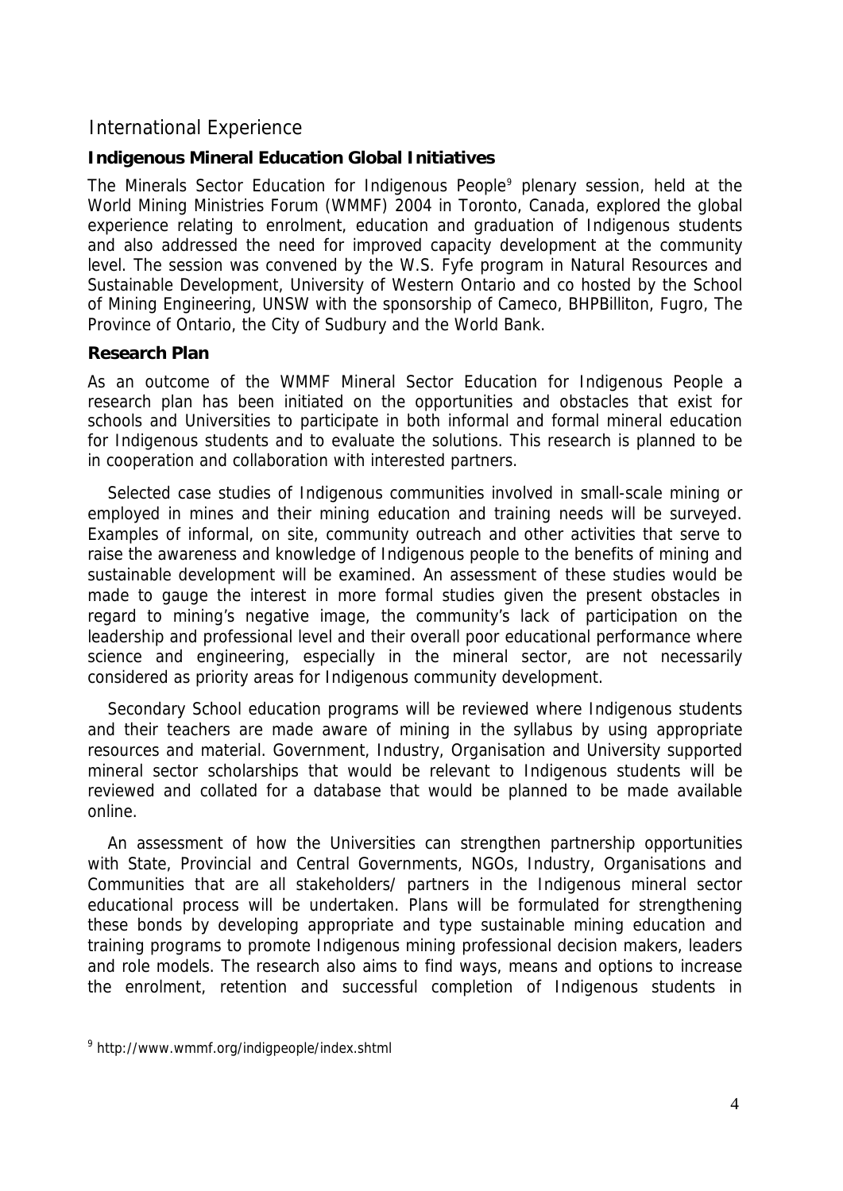## International Experience

### Indigenous Mineral Education Global Initiatives

The Minerals Sector Education for Indigenous People[9] plenary session, held at the World Mining Ministries Forum (WMMF) 2004 in Toronto, Canada, explored the global experience relating to enrolment, education and graduation of Indigenous students and also addressed the need for improved capacity development at the community level. The session was convened by the W.S. Fyfe program in Natural Resources and Sustainable Development, University of Western Ontario and co hosted by the School of Mining Engineering, UNSW with the sponsorship of Cameco, BHPBilliton, Fugro, The Province of Ontario, the City of Sudbury and the World Bank.

### Research Plan

As an outcome of the WMMF Mineral Sector Education for Indigenous People a research plan has been initiated on the opportunities and obstacles that exist for schools and Universities to participate in both informal and formal mineral education for Indigenous students and to evaluate the solutions. This research is planned to be in cooperation and collaboration with interested partners.

Selected case studies of Indigenous communities involved in small-scale mining or employed in mines and their mining education and training needs will be surveyed. Examples of informal, on site, community outreach and other activities that serve to raise the awareness and knowledge of Indigenous people to the benefits of mining and sustainable development will be examined. An assessment of these studies would be made to gauge the interest in more formal studies given the present obstacles in regard to mining's negative image, the community's lack of participation on the leadership and professional level and their overall poor educational performance where science and engineering, especially in the mineral sector, are not necessarily considered as priority areas for Indigenous community development.

Secondary School education programs will be reviewed where Indigenous students and their teachers are made aware of mining in the syllabus by using appropriate resources and material. Government, Industry, Organisation and University supported mineral sector scholarships that would be relevant to Indigenous students will be reviewed and collated for a database that would be planned to be made available online.

An assessment of how the Universities can strengthen partnership opportunities with State, Provincial and Central Governments, NGOs, Industry, Organisations and Communities that are all stakeholders/ partners in the Indigenous mineral sector educational process will be undertaken. Plans will be formulated for strengthening these bonds by developing appropriate and type sustainable mining education and training programs to promote Indigenous mining professional decision makers, leaders and role models. The research also aims to find ways, means and options to increase the enrolment, retention and successful completion of Indigenous students in

[9] http://www.wmmf.org/indigpeople/index.shtml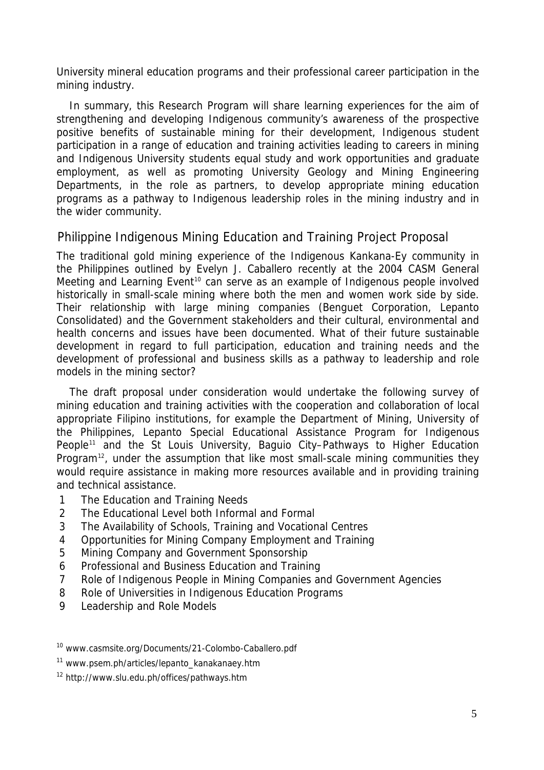University mineral education programs and their professional career participation in the mining industry.

In summary, this Research Program will share learning experiences for the aim of strengthening and developing Indigenous community's awareness of the prospective positive benefits of sustainable mining for their development, Indigenous student participation in a range of education and training activities leading to careers in mining and Indigenous University students equal study and work opportunities and graduate employment, as well as promoting University Geology and Mining Engineering Departments, in the role as partners, to develop appropriate mining education programs as a pathway to Indigenous leadership roles in the mining industry and in the wider community.

## Philippine Indigenous Mining Education and Training Project Proposal

The traditional gold mining experience of the Indigenous Kankana-Ey community in the Philippines outlined by Evelyn J. Caballero recently at the 2004 CASM General Meeting and Learning Event[10] can serve as an example of Indigenous people involved historically in small-scale mining where both the men and women work side by side. Their relationship with large mining companies (Benguet Corporation, Lepanto Consolidated) and the Government stakeholders and their cultural, environmental and health concerns and issues have been documented. What of their future sustainable development in regard to full participation, education and training needs and the development of professional and business skills as a pathway to leadership and role models in the mining sector?

The draft proposal under consideration would undertake the following survey of mining education and training activities with the cooperation and collaboration of local appropriate Filipino institutions, for example the Department of Mining, University of the Philippines, Lepanto Special Educational Assistance Program for Indigenous People[11] and the St Louis University, Baguio City–Pathways to Higher Education Program[12], under the assumption that like most small-scale mining communities they would require assistance in making more resources available and in providing training and technical assistance.

1. The Education and Training Needs
2. The Educational Level both Informal and Formal
3. The Availability of Schools, Training and Vocational Centres
4. Opportunities for Mining Company Employment and Training
5. Mining Company and Government Sponsorship
6. Professional and Business Education and Training
7. Role of Indigenous People in Mining Companies and Government Agencies
8. Role of Universities in Indigenous Education Programs
9. Leadership and Role Models

[10] www.casmsite.org/Documents/21-Colombo-Caballero.pdf

[11] www.psem.ph/articles/lepanto_kanakanaey.htm

[12] http://www.slu.edu.ph/offices/pathways.htm